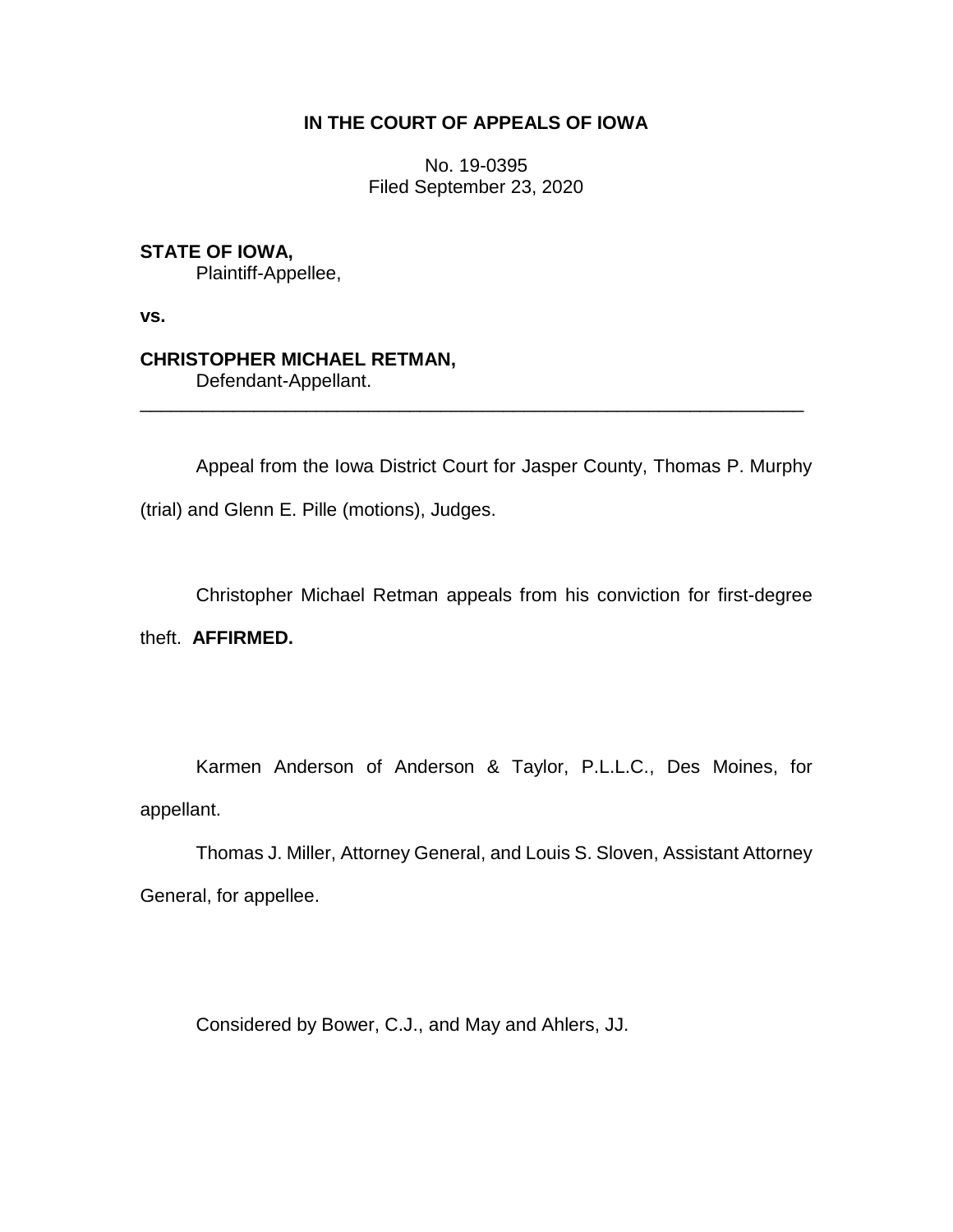**IN THE COURT OF APPEALS OF IOWA**

No. 19-0395
Filed September 23, 2020

**STATE OF IOWA,**
Plaintiff-Appellee,

**vs.**

**CHRISTOPHER MICHAEL RETMAN,**
Defendant-Appellant.

---

Appeal from the Iowa District Court for Jasper County, Thomas P. Murphy (trial) and Glenn E. Pille (motions), Judges.

Christopher Michael Retman appeals from his conviction for first-degree theft. **AFFIRMED.**

Karmen Anderson of Anderson & Taylor, P.L.L.C., Des Moines, for appellant.

Thomas J. Miller, Attorney General, and Louis S. Sloven, Assistant Attorney General, for appellee.

Considered by Bower, C.J., and May and Ahlers, JJ.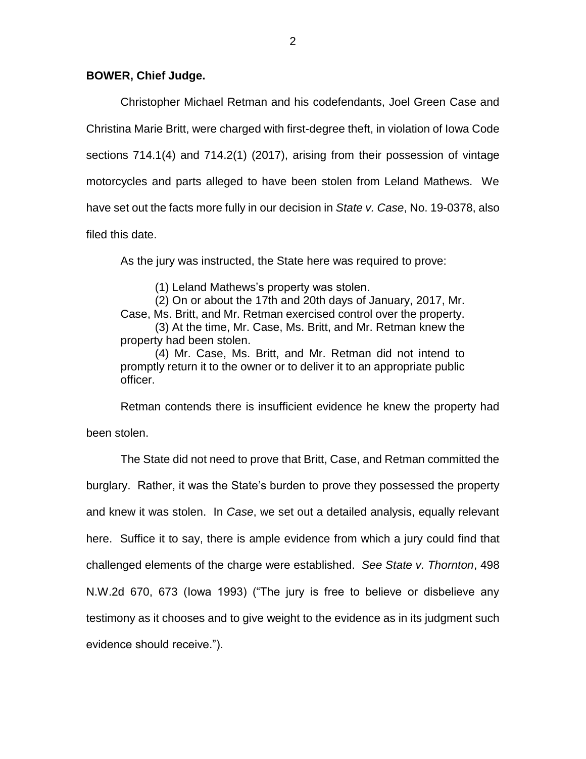**BOWER, Chief Judge.**

Christopher Michael Retman and his codefendants, Joel Green Case and Christina Marie Britt, were charged with first-degree theft, in violation of Iowa Code sections 714.1(4) and 714.2(1) (2017), arising from their possession of vintage motorcycles and parts alleged to have been stolen from Leland Mathews. We have set out the facts more fully in our decision in *State v. Case*, No. 19-0378, also filed this date.

As the jury was instructed, the State here was required to prove:

> (1) Leland Mathews's property was stolen.
>
> (2) On or about the 17th and 20th days of January, 2017, Mr. Case, Ms. Britt, and Mr. Retman exercised control over the property.
>
> (3) At the time, Mr. Case, Ms. Britt, and Mr. Retman knew the property had been stolen.
>
> (4) Mr. Case, Ms. Britt, and Mr. Retman did not intend to promptly return it to the owner or to deliver it to an appropriate public officer.

Retman contends there is insufficient evidence he knew the property had been stolen.

The State did not need to prove that Britt, Case, and Retman committed the burglary. Rather, it was the State's burden to prove they possessed the property and knew it was stolen. In *Case*, we set out a detailed analysis, equally relevant here. Suffice it to say, there is ample evidence from which a jury could find that challenged elements of the charge were established. *See State v. Thornton*, 498 N.W.2d 670, 673 (Iowa 1993) ("The jury is free to believe or disbelieve any testimony as it chooses and to give weight to the evidence as in its judgment such evidence should receive.").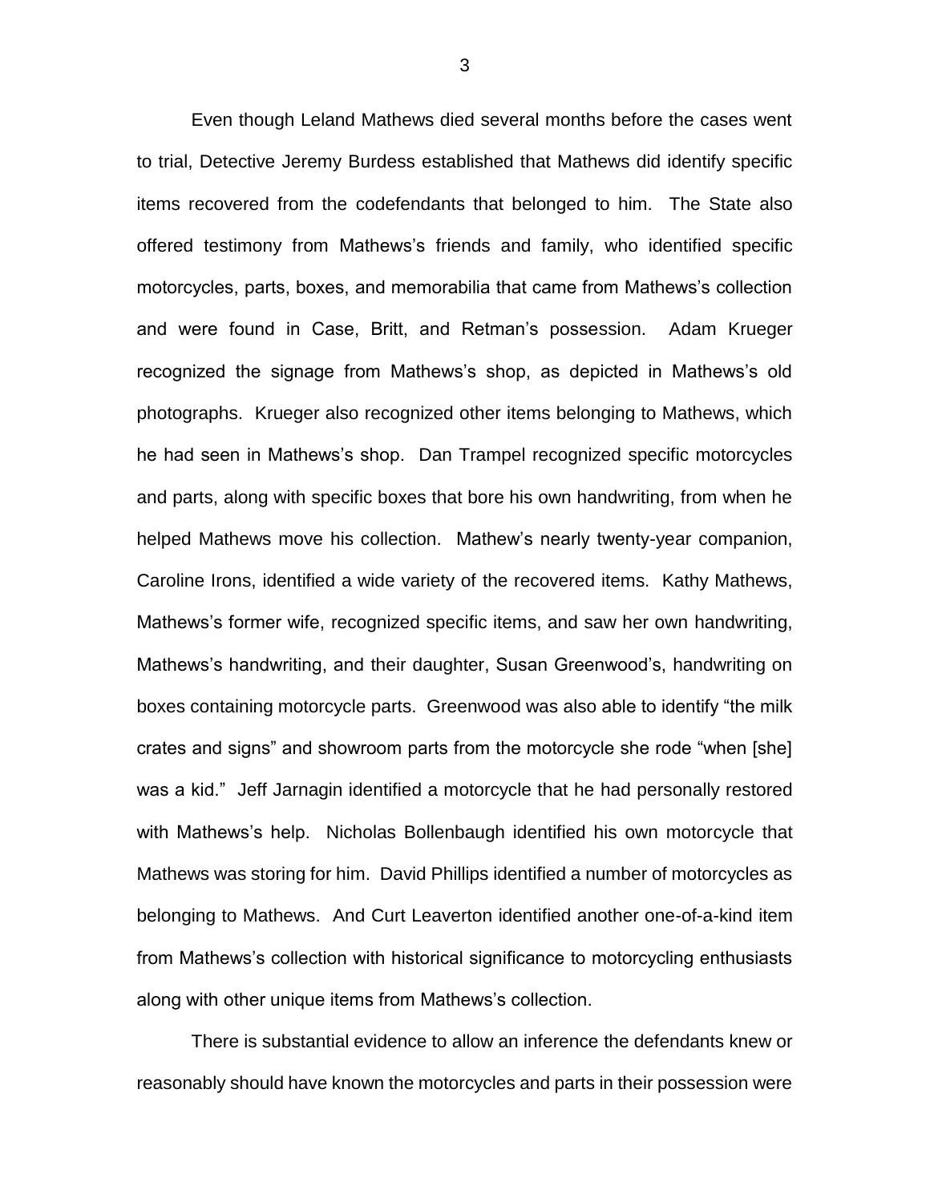Even though Leland Mathews died several months before the cases went to trial, Detective Jeremy Burdess established that Mathews did identify specific items recovered from the codefendants that belonged to him. The State also offered testimony from Mathews's friends and family, who identified specific motorcycles, parts, boxes, and memorabilia that came from Mathews's collection and were found in Case, Britt, and Retman's possession. Adam Krueger recognized the signage from Mathews's shop, as depicted in Mathews's old photographs. Krueger also recognized other items belonging to Mathews, which he had seen in Mathews's shop. Dan Trampel recognized specific motorcycles and parts, along with specific boxes that bore his own handwriting, from when he helped Mathews move his collection. Mathew's nearly twenty-year companion, Caroline Irons, identified a wide variety of the recovered items. Kathy Mathews, Mathews's former wife, recognized specific items, and saw her own handwriting, Mathews's handwriting, and their daughter, Susan Greenwood's, handwriting on boxes containing motorcycle parts. Greenwood was also able to identify "the milk crates and signs" and showroom parts from the motorcycle she rode "when [she] was a kid." Jeff Jarnagin identified a motorcycle that he had personally restored with Mathews's help. Nicholas Bollenbaugh identified his own motorcycle that Mathews was storing for him. David Phillips identified a number of motorcycles as belonging to Mathews. And Curt Leaverton identified another one-of-a-kind item from Mathews's collection with historical significance to motorcycling enthusiasts along with other unique items from Mathews's collection.

There is substantial evidence to allow an inference the defendants knew or reasonably should have known the motorcycles and parts in their possession were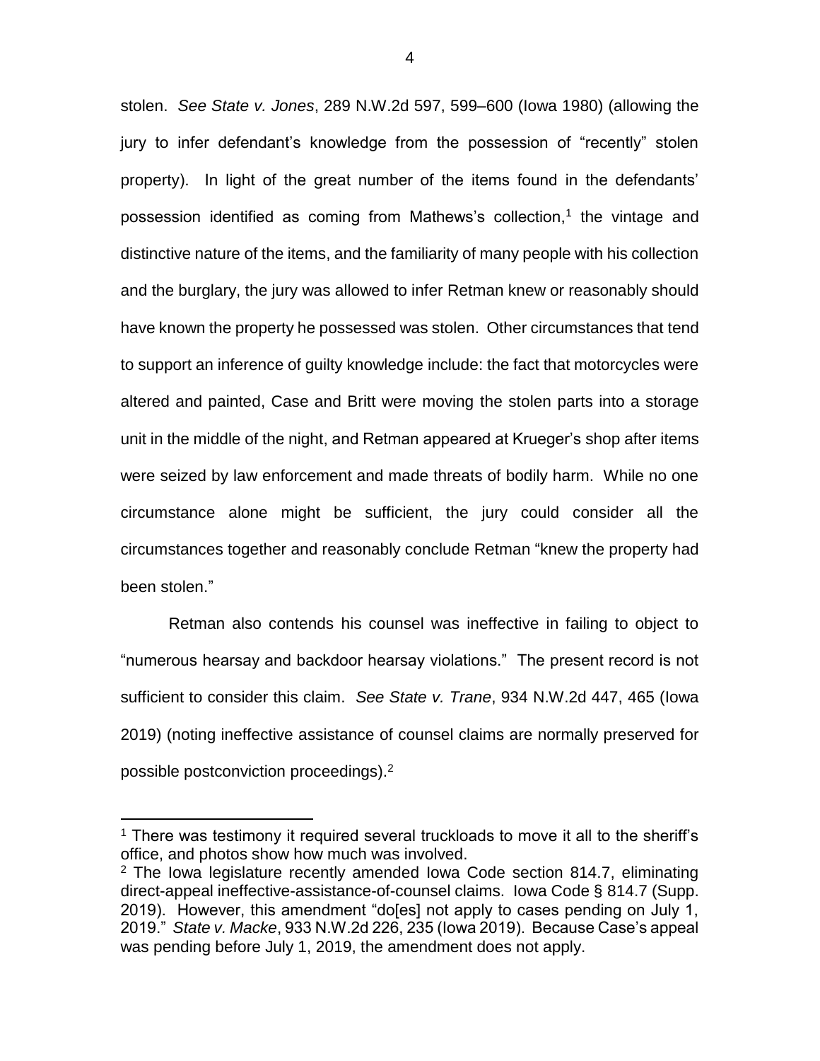stolen. *See State v. Jones*, 289 N.W.2d 597, 599–600 (Iowa 1980) (allowing the jury to infer defendant's knowledge from the possession of "recently" stolen property). In light of the great number of the items found in the defendants' possession identified as coming from Mathews's collection,[1] the vintage and distinctive nature of the items, and the familiarity of many people with his collection and the burglary, the jury was allowed to infer Retman knew or reasonably should have known the property he possessed was stolen. Other circumstances that tend to support an inference of guilty knowledge include: the fact that motorcycles were altered and painted, Case and Britt were moving the stolen parts into a storage unit in the middle of the night, and Retman appeared at Krueger's shop after items were seized by law enforcement and made threats of bodily harm. While no one circumstance alone might be sufficient, the jury could consider all the circumstances together and reasonably conclude Retman "knew the property had been stolen."

Retman also contends his counsel was ineffective in failing to object to "numerous hearsay and backdoor hearsay violations." The present record is not sufficient to consider this claim. *See State v. Trane*, 934 N.W.2d 447, 465 (Iowa 2019) (noting ineffective assistance of counsel claims are normally preserved for possible postconviction proceedings).[2]

---

[1] There was testimony it required several truckloads to move it all to the sheriff's office, and photos show how much was involved.

[2] The Iowa legislature recently amended Iowa Code section 814.7, eliminating direct-appeal ineffective-assistance-of-counsel claims. Iowa Code § 814.7 (Supp. 2019). However, this amendment "do[es] not apply to cases pending on July 1, 2019." *State v. Macke*, 933 N.W.2d 226, 235 (Iowa 2019). Because Case's appeal was pending before July 1, 2019, the amendment does not apply.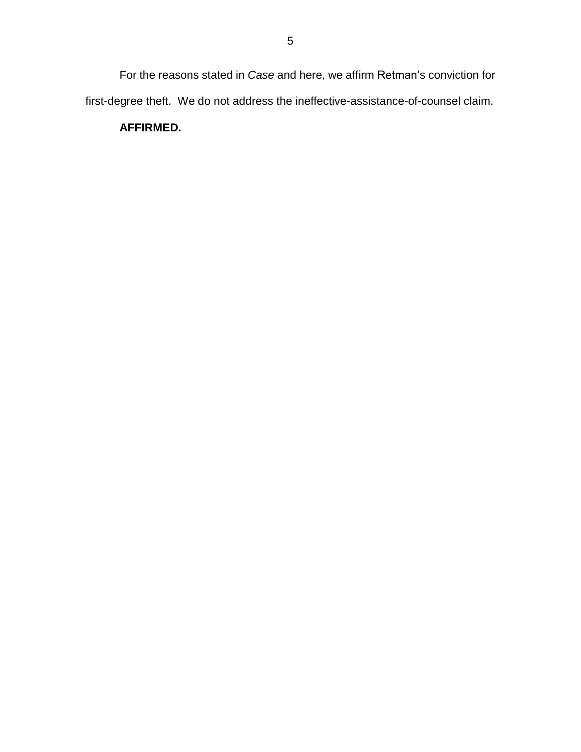For the reasons stated in *Case* and here, we affirm Retman's conviction for first-degree theft. We do not address the ineffective-assistance-of-counsel claim.

**AFFIRMED.**